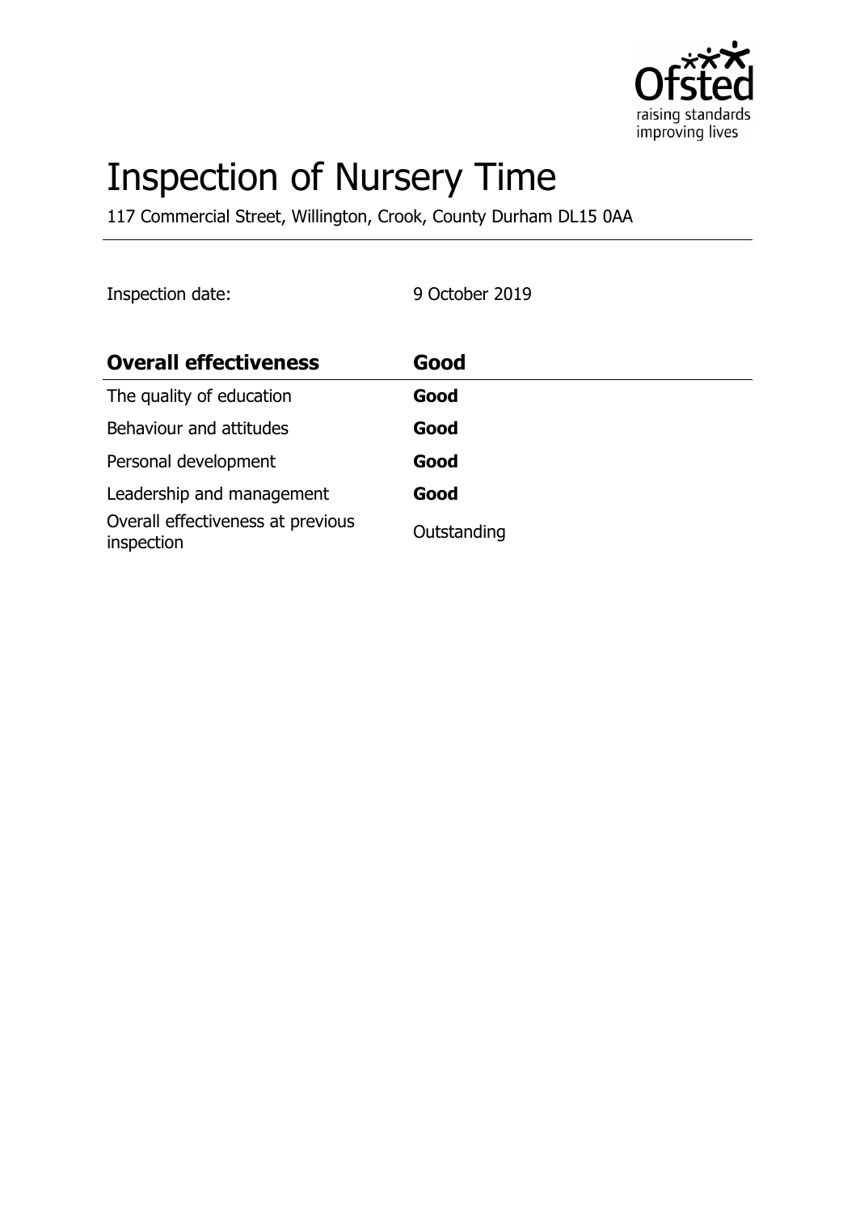# Inspection of Nursery Time

117 Commercial Street, Willington, Crook, County Durham DL15 0AA

Inspection date: 9 October 2019

| Overall effectiveness | Good |
| --- | --- |
| The quality of education | **Good** |
| Behaviour and attitudes | **Good** |
| Personal development | **Good** |
| Leadership and management | **Good** |
| Overall effectiveness at previous inspection | Outstanding |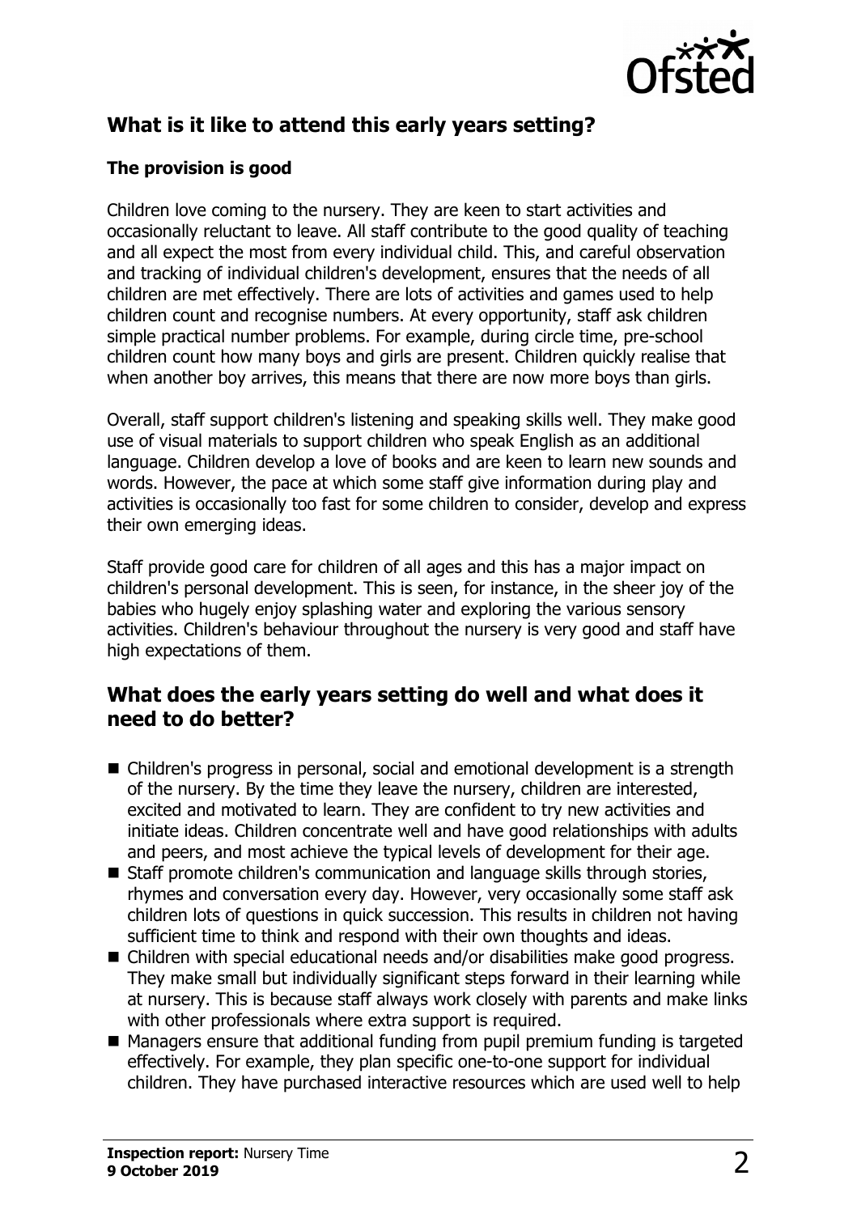## What is it like to attend this early years setting?

### The provision is good

Children love coming to the nursery. They are keen to start activities and occasionally reluctant to leave. All staff contribute to the good quality of teaching and all expect the most from every individual child. This, and careful observation and tracking of individual children's development, ensures that the needs of all children are met effectively. There are lots of activities and games used to help children count and recognise numbers. At every opportunity, staff ask children simple practical number problems. For example, during circle time, pre-school children count how many boys and girls are present. Children quickly realise that when another boy arrives, this means that there are now more boys than girls.

Overall, staff support children's listening and speaking skills well. They make good use of visual materials to support children who speak English as an additional language. Children develop a love of books and are keen to learn new sounds and words. However, the pace at which some staff give information during play and activities is occasionally too fast for some children to consider, develop and express their own emerging ideas.

Staff provide good care for children of all ages and this has a major impact on children's personal development. This is seen, for instance, in the sheer joy of the babies who hugely enjoy splashing water and exploring the various sensory activities. Children's behaviour throughout the nursery is very good and staff have high expectations of them.

## What does the early years setting do well and what does it need to do better?

- Children's progress in personal, social and emotional development is a strength of the nursery. By the time they leave the nursery, children are interested, excited and motivated to learn. They are confident to try new activities and initiate ideas. Children concentrate well and have good relationships with adults and peers, and most achieve the typical levels of development for their age.
- Staff promote children's communication and language skills through stories, rhymes and conversation every day. However, very occasionally some staff ask children lots of questions in quick succession. This results in children not having sufficient time to think and respond with their own thoughts and ideas.
- Children with special educational needs and/or disabilities make good progress. They make small but individually significant steps forward in their learning while at nursery. This is because staff always work closely with parents and make links with other professionals where extra support is required.
- Managers ensure that additional funding from pupil premium funding is targeted effectively. For example, they plan specific one-to-one support for individual children. They have purchased interactive resources which are used well to help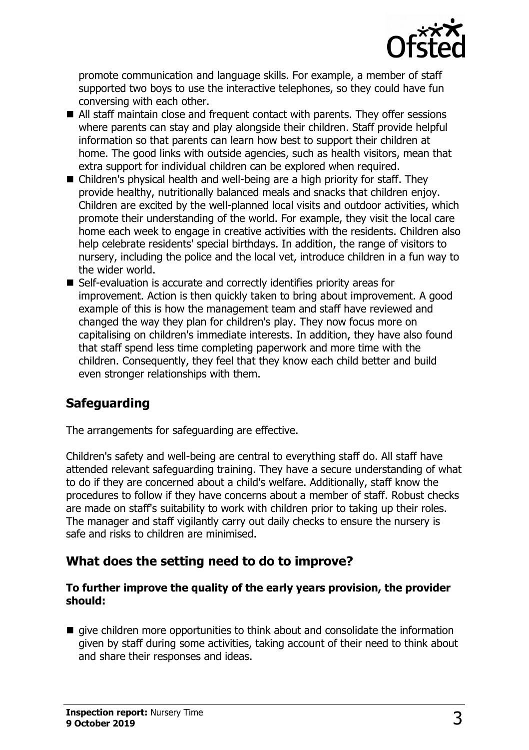promote communication and language skills. For example, a member of staff supported two boys to use the interactive telephones, so they could have fun conversing with each other.

- All staff maintain close and frequent contact with parents. They offer sessions where parents can stay and play alongside their children. Staff provide helpful information so that parents can learn how best to support their children at home. The good links with outside agencies, such as health visitors, mean that extra support for individual children can be explored when required.
- Children's physical health and well-being are a high priority for staff. They provide healthy, nutritionally balanced meals and snacks that children enjoy. Children are excited by the well-planned local visits and outdoor activities, which promote their understanding of the world. For example, they visit the local care home each week to engage in creative activities with the residents. Children also help celebrate residents' special birthdays. In addition, the range of visitors to nursery, including the police and the local vet, introduce children in a fun way to the wider world.
- Self-evaluation is accurate and correctly identifies priority areas for improvement. Action is then quickly taken to bring about improvement. A good example of this is how the management team and staff have reviewed and changed the way they plan for children's play. They now focus more on capitalising on children's immediate interests. In addition, they have also found that staff spend less time completing paperwork and more time with the children. Consequently, they feel that they know each child better and build even stronger relationships with them.

## Safeguarding

The arrangements for safeguarding are effective.

Children's safety and well-being are central to everything staff do. All staff have attended relevant safeguarding training. They have a secure understanding of what to do if they are concerned about a child's welfare. Additionally, staff know the procedures to follow if they have concerns about a member of staff. Robust checks are made on staff's suitability to work with children prior to taking up their roles. The manager and staff vigilantly carry out daily checks to ensure the nursery is safe and risks to children are minimised.

## What does the setting need to do to improve?

**To further improve the quality of the early years provision, the provider should:**

- give children more opportunities to think about and consolidate the information given by staff during some activities, taking account of their need to think about and share their responses and ideas.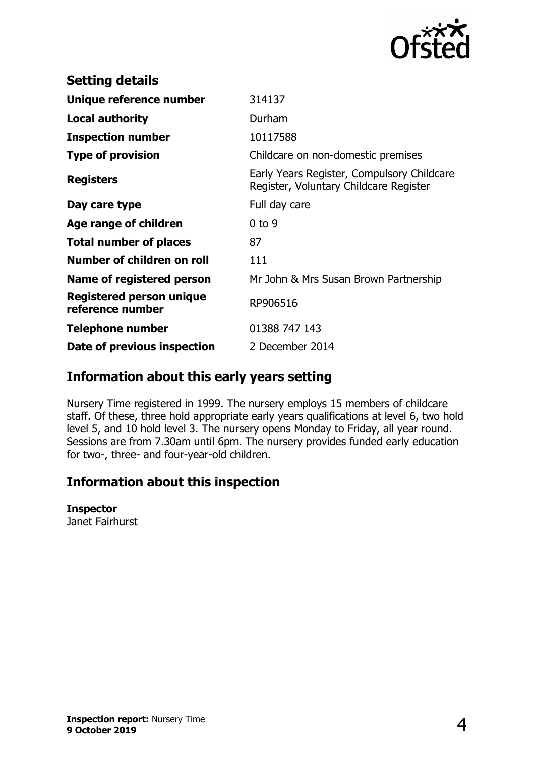## Setting details

| | |
|---|---|
| **Unique reference number** | 314137 |
| **Local authority** | Durham |
| **Inspection number** | 10117588 |
| **Type of provision** | Childcare on non-domestic premises |
| **Registers** | Early Years Register, Compulsory Childcare Register, Voluntary Childcare Register |
| **Day care type** | Full day care |
| **Age range of children** | 0 to 9 |
| **Total number of places** | 87 |
| **Number of children on roll** | 111 |
| **Name of registered person** | Mr John & Mrs Susan Brown Partnership |
| **Registered person unique reference number** | RP906516 |
| **Telephone number** | 01388 747 143 |
| **Date of previous inspection** | 2 December 2014 |

## Information about this early years setting

Nursery Time registered in 1999. The nursery employs 15 members of childcare staff. Of these, three hold appropriate early years qualifications at level 6, two hold level 5, and 10 hold level 3. The nursery opens Monday to Friday, all year round. Sessions are from 7.30am until 6pm. The nursery provides funded early education for two-, three- and four-year-old children.

## Information about this inspection

**Inspector**
Janet Fairhurst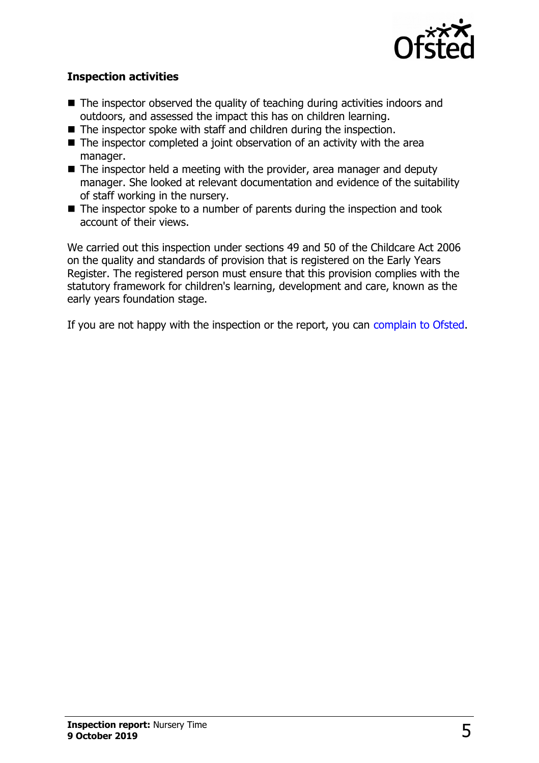### Inspection activities

- The inspector observed the quality of teaching during activities indoors and outdoors, and assessed the impact this has on children learning.
- The inspector spoke with staff and children during the inspection.
- The inspector completed a joint observation of an activity with the area manager.
- The inspector held a meeting with the provider, area manager and deputy manager. She looked at relevant documentation and evidence of the suitability of staff working in the nursery.
- The inspector spoke to a number of parents during the inspection and took account of their views.

We carried out this inspection under sections 49 and 50 of the Childcare Act 2006 on the quality and standards of provision that is registered on the Early Years Register. The registered person must ensure that this provision complies with the statutory framework for children's learning, development and care, known as the early years foundation stage.

If you are not happy with the inspection or the report, you can complain to Ofsted.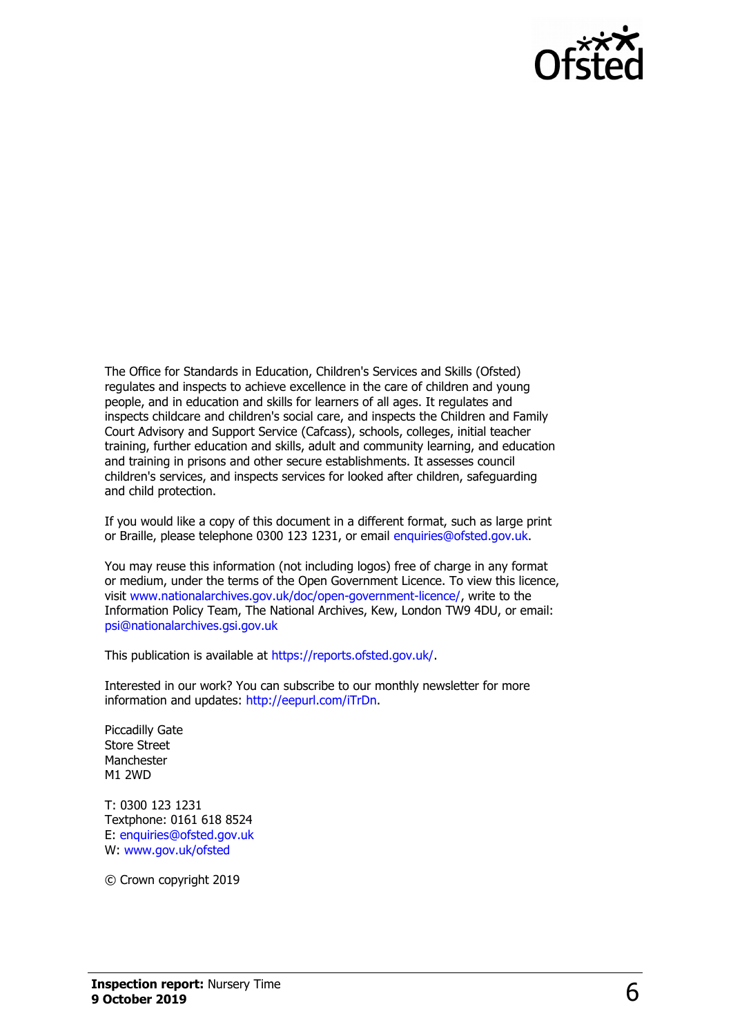The Office for Standards in Education, Children's Services and Skills (Ofsted) regulates and inspects to achieve excellence in the care of children and young people, and in education and skills for learners of all ages. It regulates and inspects childcare and children's social care, and inspects the Children and Family Court Advisory and Support Service (Cafcass), schools, colleges, initial teacher training, further education and skills, adult and community learning, and education and training in prisons and other secure establishments. It assesses council children's services, and inspects services for looked after children, safeguarding and child protection.

If you would like a copy of this document in a different format, such as large print or Braille, please telephone 0300 123 1231, or email enquiries@ofsted.gov.uk.

You may reuse this information (not including logos) free of charge in any format or medium, under the terms of the Open Government Licence. To view this licence, visit www.nationalarchives.gov.uk/doc/open-government-licence/, write to the Information Policy Team, The National Archives, Kew, London TW9 4DU, or email: psi@nationalarchives.gsi.gov.uk

This publication is available at https://reports.ofsted.gov.uk/.

Interested in our work? You can subscribe to our monthly newsletter for more information and updates: http://eepurl.com/iTrDn.

Piccadilly Gate
Store Street
Manchester
M1 2WD

T: 0300 123 1231
Textphone: 0161 618 8524
E: enquiries@ofsted.gov.uk
W: www.gov.uk/ofsted

© Crown copyright 2019